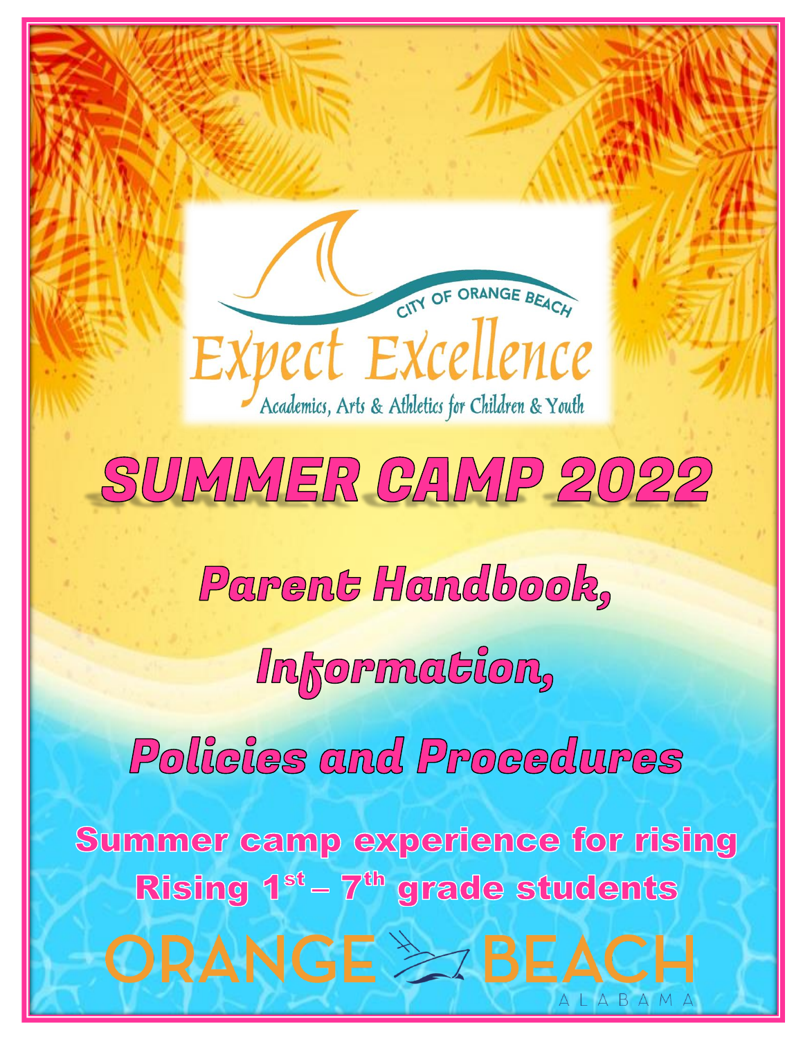CITY OF ORANGE BEACH

Expect Excellence

Academics, Arts & Athletics for Children & Youth

# SUMMER CAMP 2022

## Parent Handbook,

## Information,

## Policies and Procedures

**Summer camp experience for rising Rising 1st – 7th grade students**

ORANGE BEACH

ALABAMA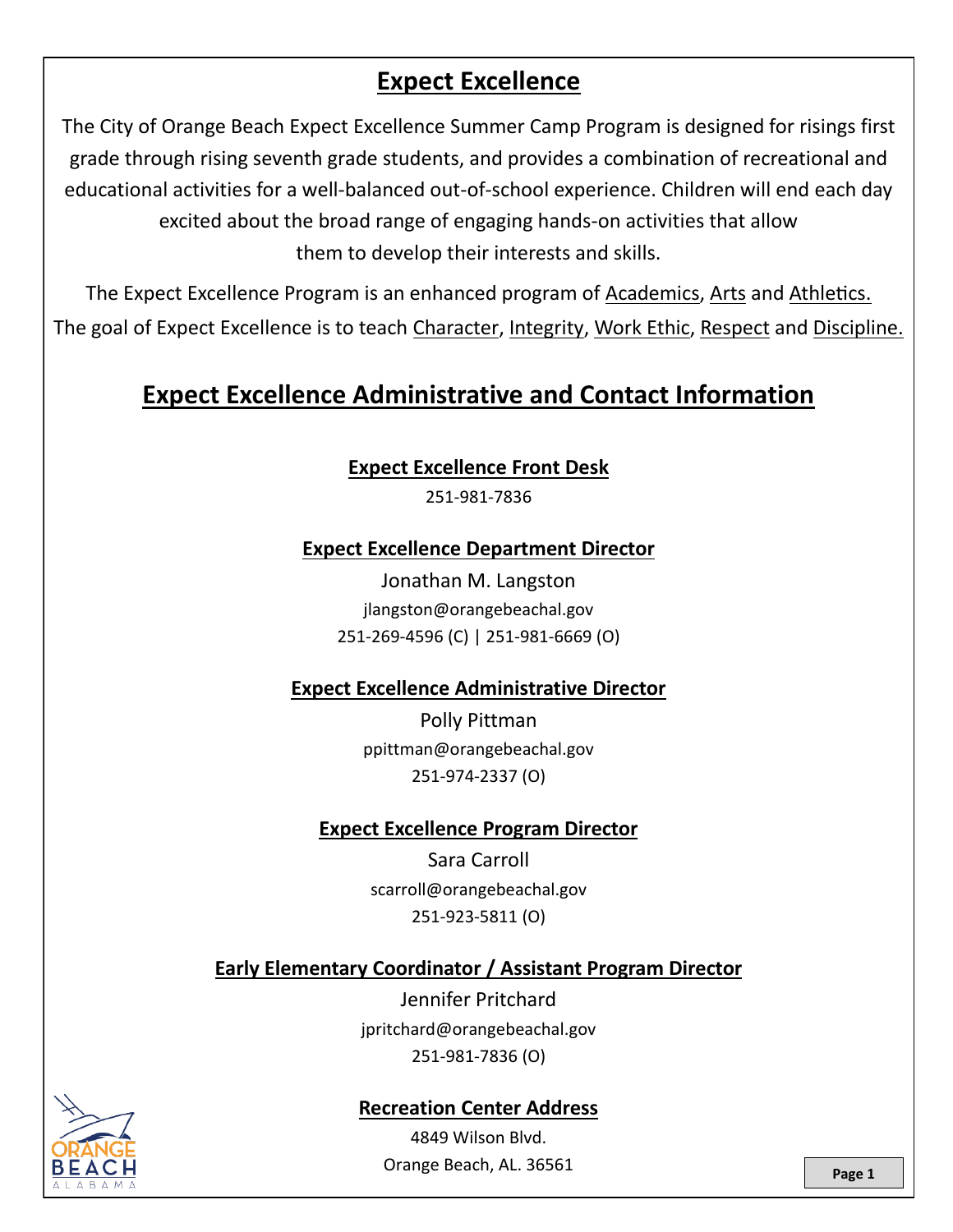# Expect Excellence

The City of Orange Beach Expect Excellence Summer Camp Program is designed for risings first grade through rising seventh grade students, and provides a combination of recreational and educational activities for a well-balanced out-of-school experience. Children will end each day excited about the broad range of engaging hands-on activities that allow them to develop their interests and skills.

The Expect Excellence Program is an enhanced program of Academics, Arts and Athletics. The goal of Expect Excellence is to teach Character, Integrity, Work Ethic, Respect and Discipline.

## Expect Excellence Administrative and Contact Information

### Expect Excellence Front Desk

251-981-7836

### Expect Excellence Department Director

Jonathan M. Langston
jlangston@orangebeachal.gov
251-269-4596 (C) | 251-981-6669 (O)

### Expect Excellence Administrative Director

Polly Pittman
ppittman@orangebeachal.gov
251-974-2337 (O)

### Expect Excellence Program Director

Sara Carroll
scarroll@orangebeachal.gov
251-923-5811 (O)

### Early Elementary Coordinator / Assistant Program Director

Jennifer Pritchard
jpritchard@orangebeachal.gov
251-981-7836 (O)

### Recreation Center Address

4849 Wilson Blvd.
Orange Beach, AL. 36561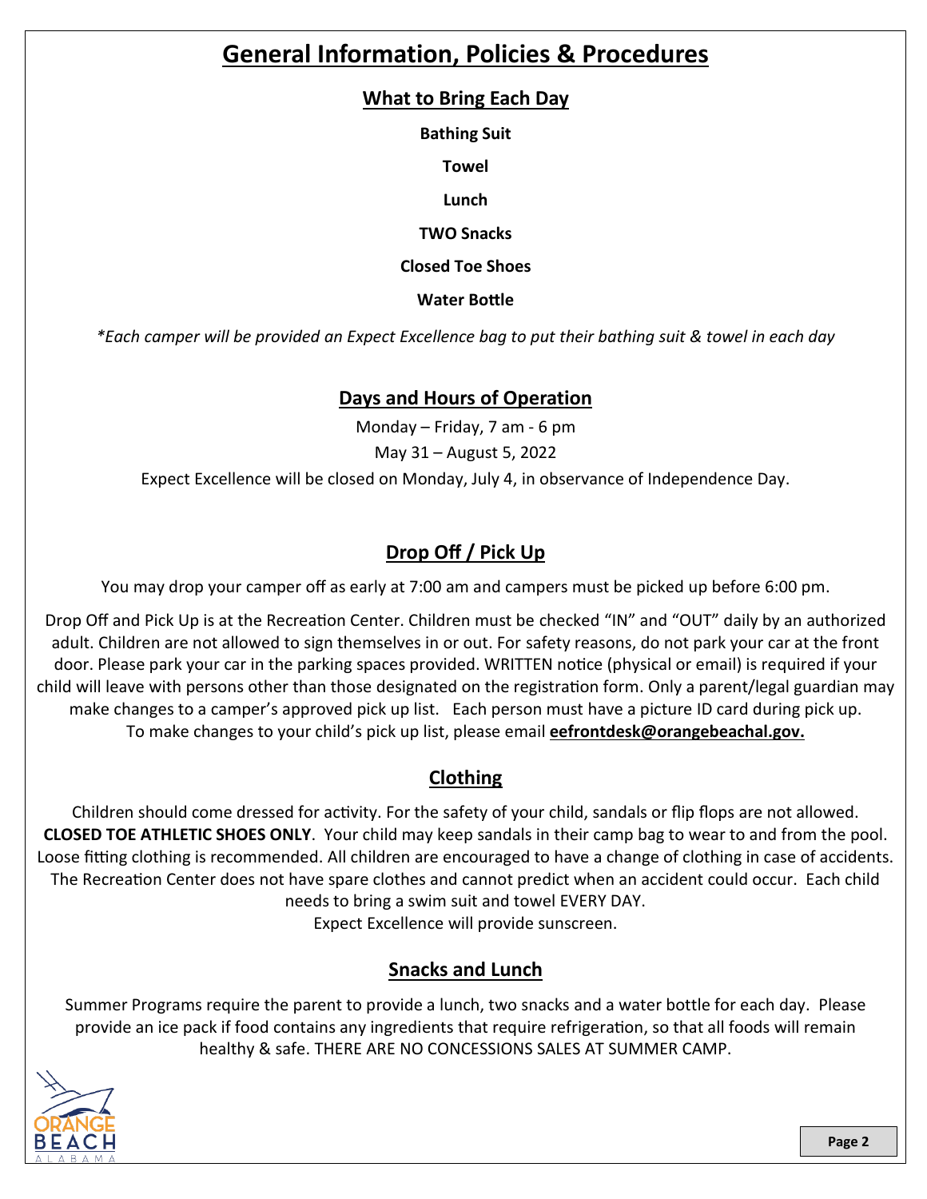# General Information, Policies & Procedures

## What to Bring Each Day

**Bathing Suit**

**Towel**

**Lunch**

**TWO Snacks**

**Closed Toe Shoes**

**Water Bottle**

*\*Each camper will be provided an Expect Excellence bag to put their bathing suit & towel in each day*

## Days and Hours of Operation

Monday – Friday, 7 am - 6 pm

May 31 – August 5, 2022

Expect Excellence will be closed on Monday, July 4, in observance of Independence Day.

## Drop Off / Pick Up

You may drop your camper off as early at 7:00 am and campers must be picked up before 6:00 pm.

Drop Off and Pick Up is at the Recreation Center. Children must be checked "IN" and "OUT" daily by an authorized adult. Children are not allowed to sign themselves in or out. For safety reasons, do not park your car at the front door. Please park your car in the parking spaces provided. WRITTEN notice (physical or email) is required if your child will leave with persons other than those designated on the registration form. Only a parent/legal guardian may make changes to a camper's approved pick up list. Each person must have a picture ID card during pick up. To make changes to your child's pick up list, please email **eefrontdesk@orangebeachal.gov.**

## Clothing

Children should come dressed for activity. For the safety of your child, sandals or flip flops are not allowed. **CLOSED TOE ATHLETIC SHOES ONLY**. Your child may keep sandals in their camp bag to wear to and from the pool. Loose fitting clothing is recommended. All children are encouraged to have a change of clothing in case of accidents. The Recreation Center does not have spare clothes and cannot predict when an accident could occur. Each child needs to bring a swim suit and towel EVERY DAY.

Expect Excellence will provide sunscreen.

## Snacks and Lunch

Summer Programs require the parent to provide a lunch, two snacks and a water bottle for each day. Please provide an ice pack if food contains any ingredients that require refrigeration, so that all foods will remain healthy & safe. THERE ARE NO CONCESSIONS SALES AT SUMMER CAMP.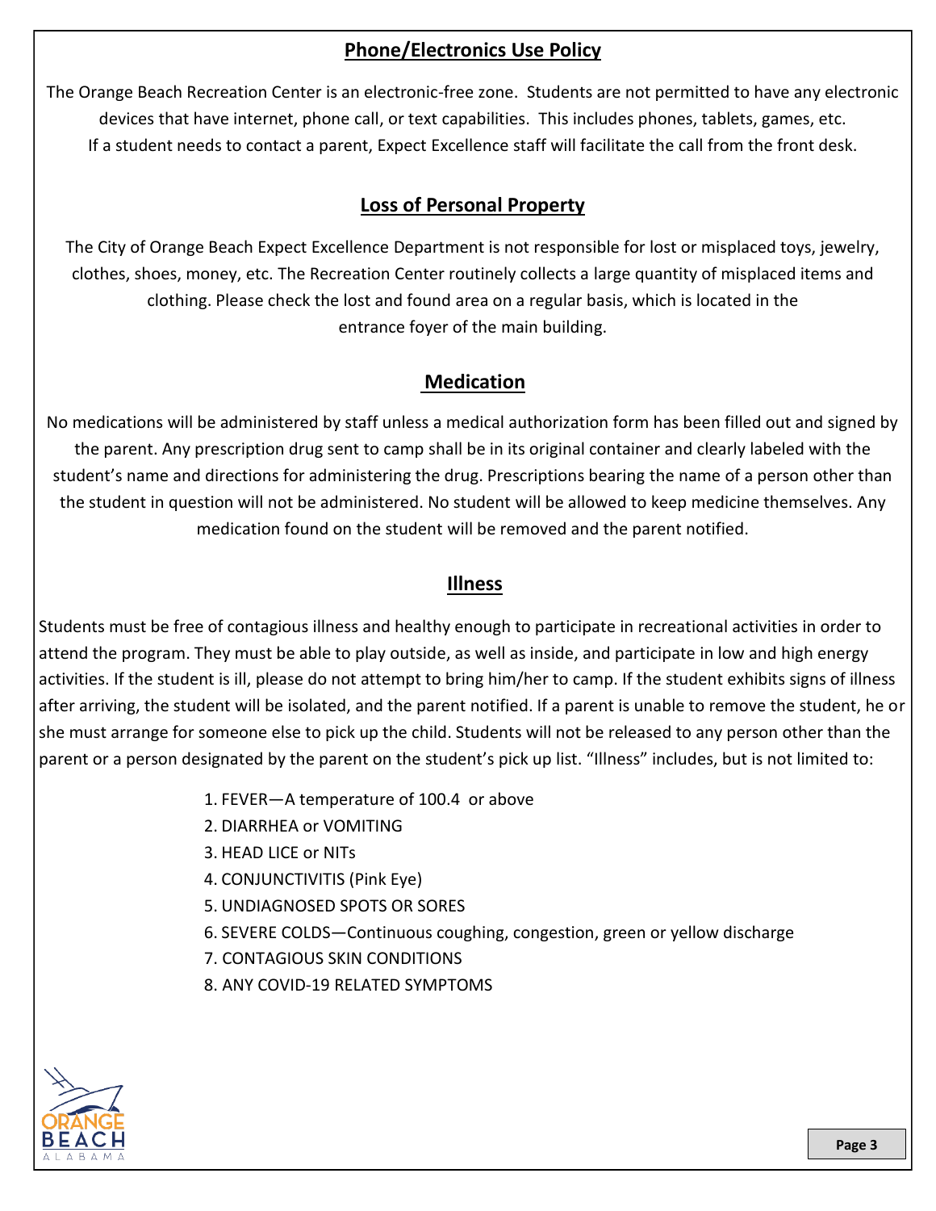## Phone/Electronics Use Policy

The Orange Beach Recreation Center is an electronic-free zone. Students are not permitted to have any electronic devices that have internet, phone call, or text capabilities. This includes phones, tablets, games, etc. If a student needs to contact a parent, Expect Excellence staff will facilitate the call from the front desk.

## Loss of Personal Property

The City of Orange Beach Expect Excellence Department is not responsible for lost or misplaced toys, jewelry, clothes, shoes, money, etc. The Recreation Center routinely collects a large quantity of misplaced items and clothing. Please check the lost and found area on a regular basis, which is located in the entrance foyer of the main building.

## Medication

No medications will be administered by staff unless a medical authorization form has been filled out and signed by the parent. Any prescription drug sent to camp shall be in its original container and clearly labeled with the student's name and directions for administering the drug. Prescriptions bearing the name of a person other than the student in question will not be administered. No student will be allowed to keep medicine themselves. Any medication found on the student will be removed and the parent notified.

## Illness

Students must be free of contagious illness and healthy enough to participate in recreational activities in order to attend the program. They must be able to play outside, as well as inside, and participate in low and high energy activities. If the student is ill, please do not attempt to bring him/her to camp. If the student exhibits signs of illness after arriving, the student will be isolated, and the parent notified. If a parent is unable to remove the student, he or she must arrange for someone else to pick up the child. Students will not be released to any person other than the parent or a person designated by the parent on the student's pick up list. "Illness" includes, but is not limited to:

1. FEVER—A temperature of 100.4 or above
2. DIARRHEA or VOMITING
3. HEAD LICE or NITs
4. CONJUNCTIVITIS (Pink Eye)
5. UNDIAGNOSED SPOTS OR SORES
6. SEVERE COLDS—Continuous coughing, congestion, green or yellow discharge
7. CONTAGIOUS SKIN CONDITIONS
8. ANY COVID-19 RELATED SYMPTOMS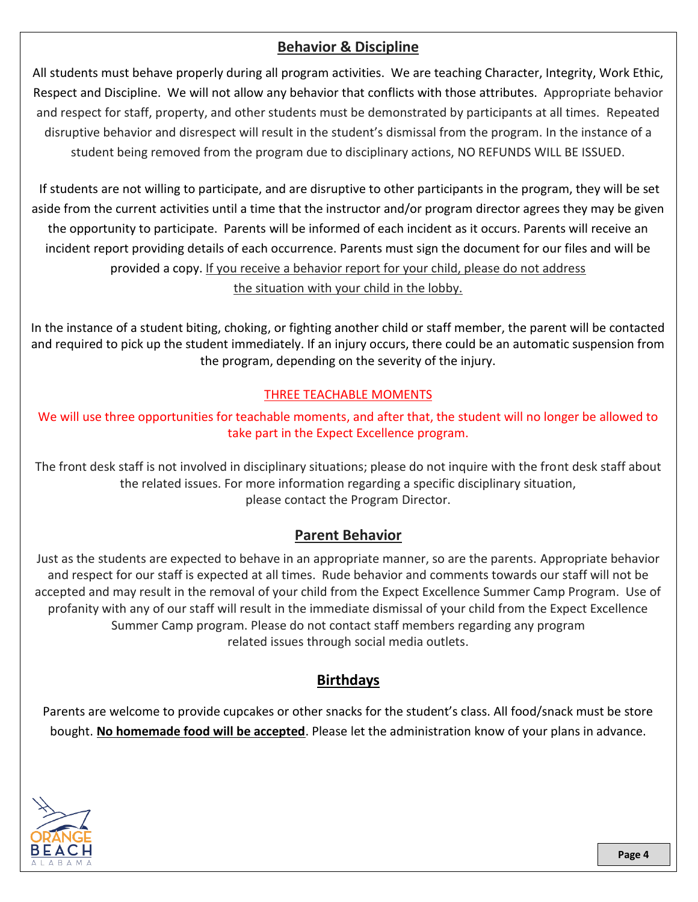## Behavior & Discipline

All students must behave properly during all program activities. We are teaching Character, Integrity, Work Ethic, Respect and Discipline. We will not allow any behavior that conflicts with those attributes. Appropriate behavior and respect for staff, property, and other students must be demonstrated by participants at all times. Repeated disruptive behavior and disrespect will result in the student's dismissal from the program. In the instance of a student being removed from the program due to disciplinary actions, NO REFUNDS WILL BE ISSUED.

If students are not willing to participate, and are disruptive to other participants in the program, they will be set aside from the current activities until a time that the instructor and/or program director agrees they may be given the opportunity to participate. Parents will be informed of each incident as it occurs. Parents will receive an incident report providing details of each occurrence. Parents must sign the document for our files and will be provided a copy. If you receive a behavior report for your child, please do not address the situation with your child in the lobby.

In the instance of a student biting, choking, or fighting another child or staff member, the parent will be contacted and required to pick up the student immediately. If an injury occurs, there could be an automatic suspension from the program, depending on the severity of the injury.

THREE TEACHABLE MOMENTS

We will use three opportunities for teachable moments, and after that, the student will no longer be allowed to take part in the Expect Excellence program.

The front desk staff is not involved in disciplinary situations; please do not inquire with the front desk staff about the related issues. For more information regarding a specific disciplinary situation, please contact the Program Director.

## Parent Behavior

Just as the students are expected to behave in an appropriate manner, so are the parents. Appropriate behavior and respect for our staff is expected at all times. Rude behavior and comments towards our staff will not be accepted and may result in the removal of your child from the Expect Excellence Summer Camp Program. Use of profanity with any of our staff will result in the immediate dismissal of your child from the Expect Excellence Summer Camp program. Please do not contact staff members regarding any program related issues through social media outlets.

## Birthdays

Parents are welcome to provide cupcakes or other snacks for the student's class. All food/snack must be store bought. **No homemade food will be accepted**. Please let the administration know of your plans in advance.

ORANGE BEACH ALABAMA